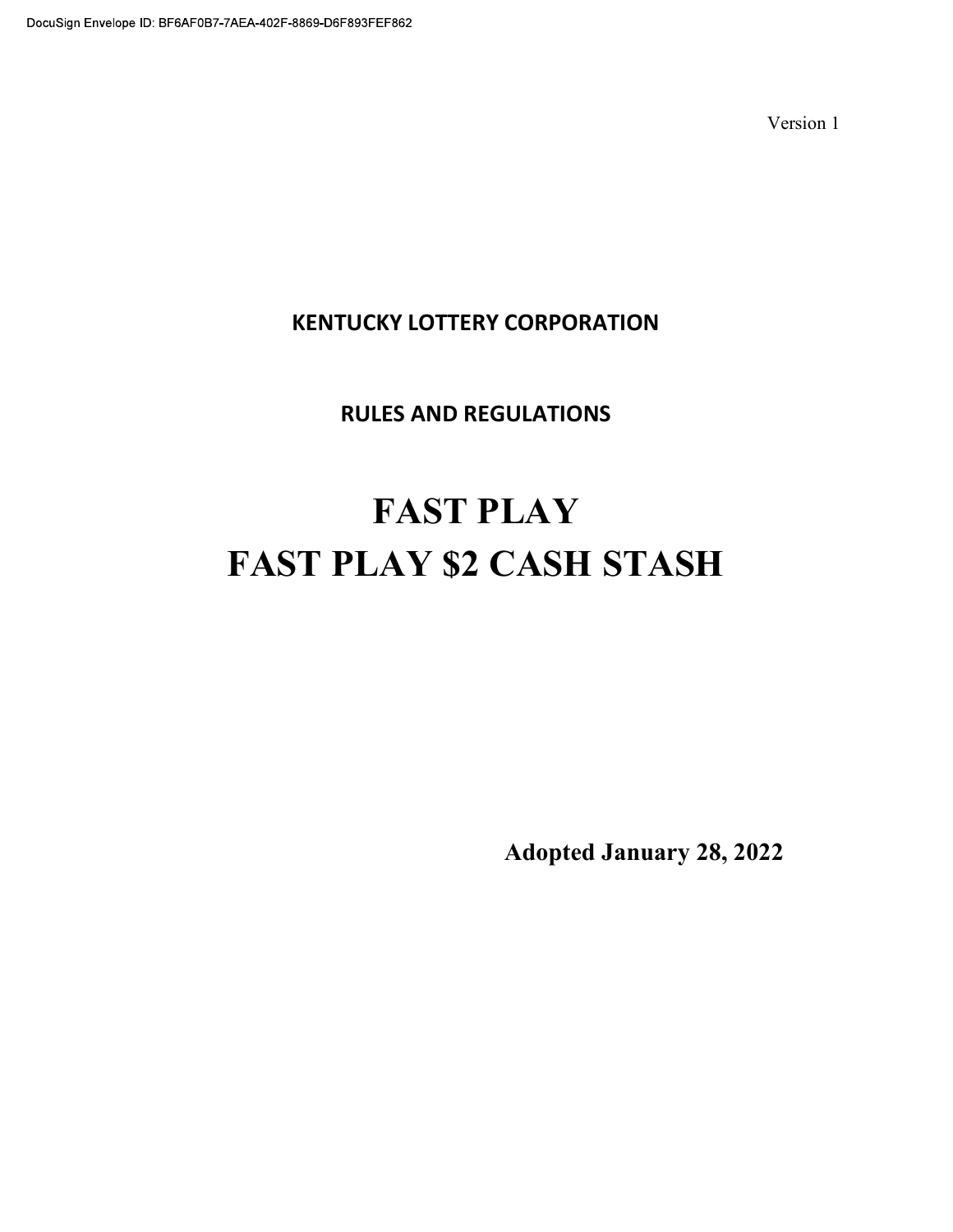DocuSign Envelope ID: BF6AF0B7-7AEA-402F-8869-D6F893FEF862

Version 1

**KENTUCKY LOTTERY CORPORATION**

**RULES AND REGULATIONS**

# FAST PLAY
# FAST PLAY $2 CASH STASH

**Adopted January 28, 2022**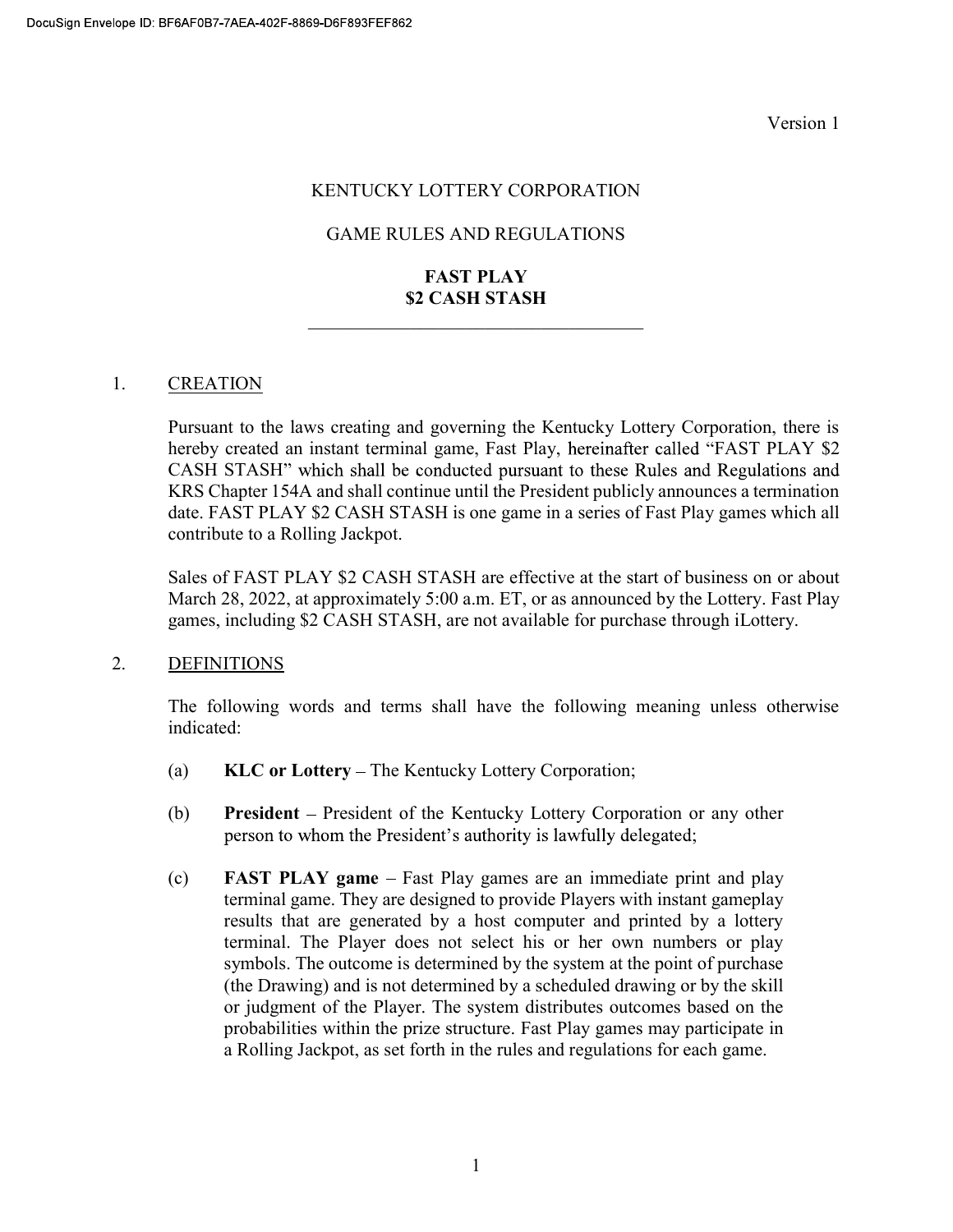Version 1

KENTUCKY LOTTERY CORPORATION

GAME RULES AND REGULATIONS

**FAST PLAY**
**$2 CASH STASH**

---

1. <u>CREATION</u>

   Pursuant to the laws creating and governing the Kentucky Lottery Corporation, there is hereby created an instant terminal game, Fast Play, hereinafter called "FAST PLAY $2 CASH STASH" which shall be conducted pursuant to these Rules and Regulations and KRS Chapter 154A and shall continue until the President publicly announces a termination date. FAST PLAY $2 CASH STASH is one game in a series of Fast Play games which all contribute to a Rolling Jackpot.

   Sales of FAST PLAY $2 CASH STASH are effective at the start of business on or about March 28, 2022, at approximately 5:00 a.m. ET, or as announced by the Lottery. Fast Play games, including $2 CASH STASH, are not available for purchase through iLottery.

2. <u>DEFINITIONS</u>

   The following words and terms shall have the following meaning unless otherwise indicated:

   (a) **KLC or Lottery** – The Kentucky Lottery Corporation;

   (b) **President** – President of the Kentucky Lottery Corporation or any other person to whom the President's authority is lawfully delegated;

   (c) **FAST PLAY game** – Fast Play games are an immediate print and play terminal game. They are designed to provide Players with instant gameplay results that are generated by a host computer and printed by a lottery terminal. The Player does not select his or her own numbers or play symbols. The outcome is determined by the system at the point of purchase (the Drawing) and is not determined by a scheduled drawing or by the skill or judgment of the Player. The system distributes outcomes based on the probabilities within the prize structure. Fast Play games may participate in a Rolling Jackpot, as set forth in the rules and regulations for each game.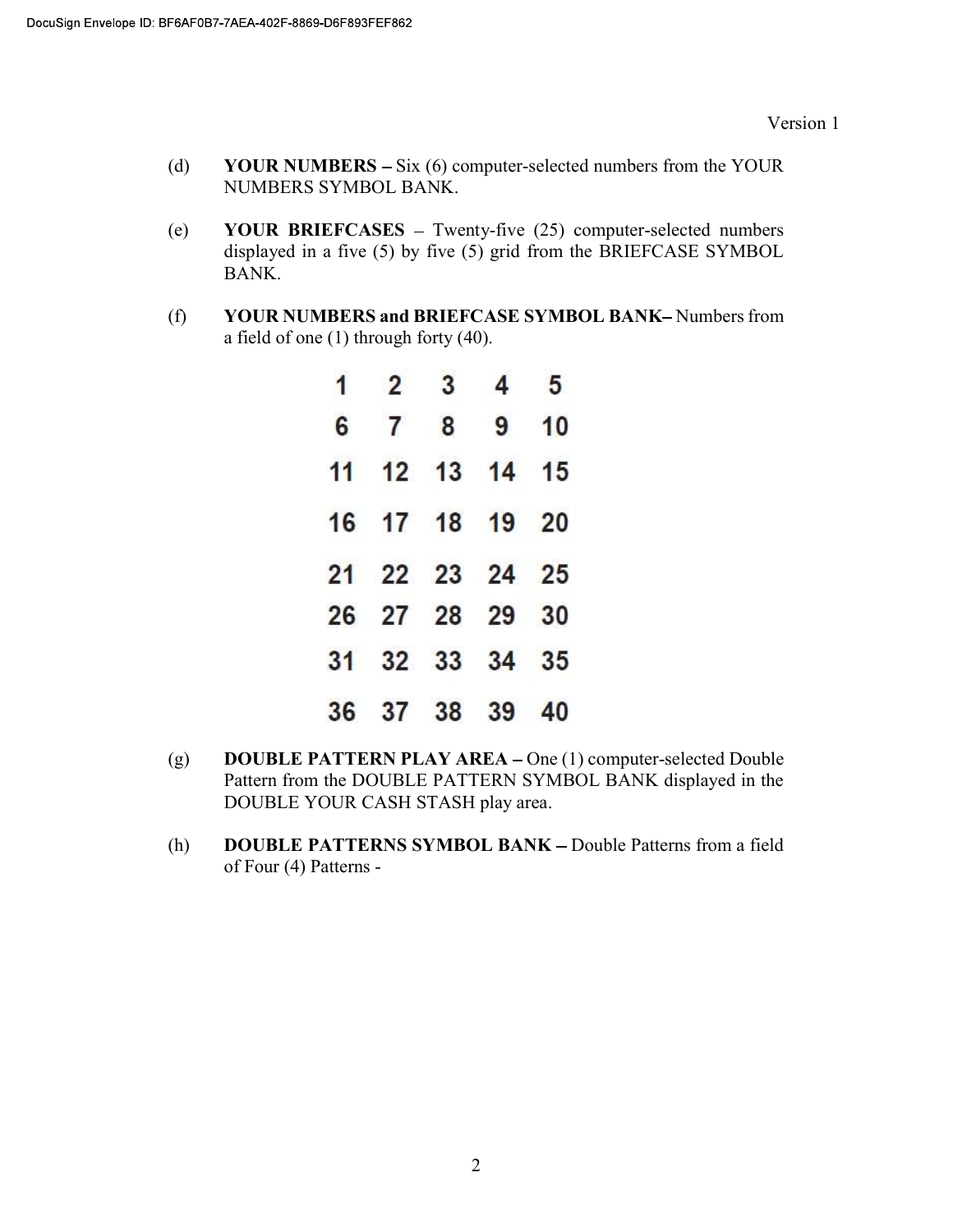(d) **YOUR NUMBERS –** Six (6) computer-selected numbers from the YOUR NUMBERS SYMBOL BANK.

(e) **YOUR BRIEFCASES** – Twenty-five (25) computer-selected numbers displayed in a five (5) by five (5) grid from the BRIEFCASE SYMBOL BANK.

(f) **YOUR NUMBERS and BRIEFCASE SYMBOL BANK–** Numbers from a field of one (1) through forty (40).

| | | | | |
|---|---|---|---|---|
| 1 | 2 | 3 | 4 | 5 |
| 6 | 7 | 8 | 9 | 10 |
| 11 | 12 | 13 | 14 | 15 |
| 16 | 17 | 18 | 19 | 20 |
| 21 | 22 | 23 | 24 | 25 |
| 26 | 27 | 28 | 29 | 30 |
| 31 | 32 | 33 | 34 | 35 |
| 36 | 37 | 38 | 39 | 40 |

(g) **DOUBLE PATTERN PLAY AREA –** One (1) computer-selected Double Pattern from the DOUBLE PATTERN SYMBOL BANK displayed in the DOUBLE YOUR CASH STASH play area.

(h) **DOUBLE PATTERNS SYMBOL BANK –** Double Patterns from a field of Four (4) Patterns -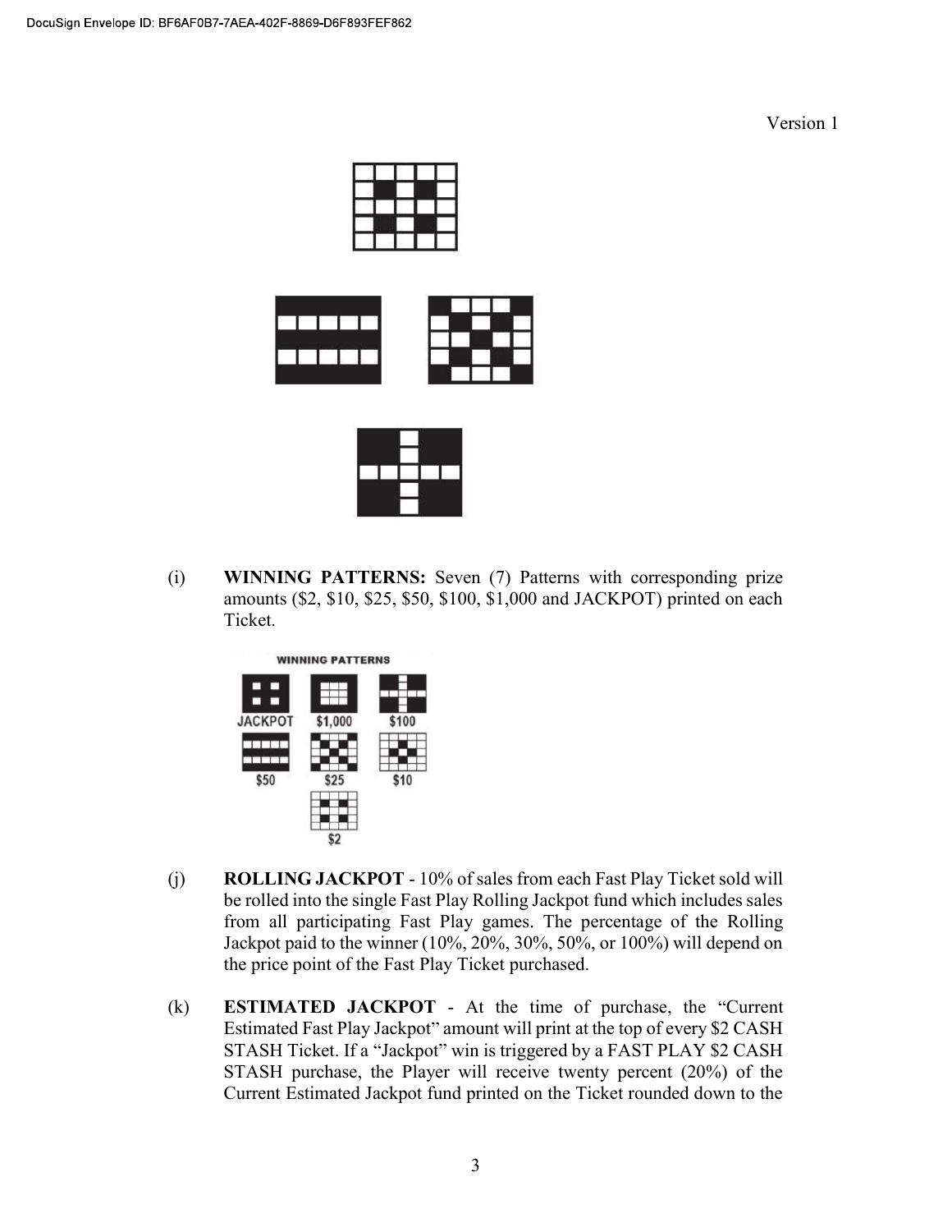Version 1

(i) **WINNING PATTERNS:** Seven (7) Patterns with corresponding prize amounts ($2, $10, $25, $50, $100, $1,000 and JACKPOT) printed on each Ticket.

(j) **ROLLING JACKPOT** - 10% of sales from each Fast Play Ticket sold will be rolled into the single Fast Play Rolling Jackpot fund which includes sales from all participating Fast Play games. The percentage of the Rolling Jackpot paid to the winner (10%, 20%, 30%, 50%, or 100%) will depend on the price point of the Fast Play Ticket purchased.

(k) **ESTIMATED JACKPOT** - At the time of purchase, the "Current Estimated Fast Play Jackpot" amount will print at the top of every $2 CASH STASH Ticket. If a "Jackpot" win is triggered by a FAST PLAY $2 CASH STASH purchase, the Player will receive twenty percent (20%) of the Current Estimated Jackpot fund printed on the Ticket rounded down to the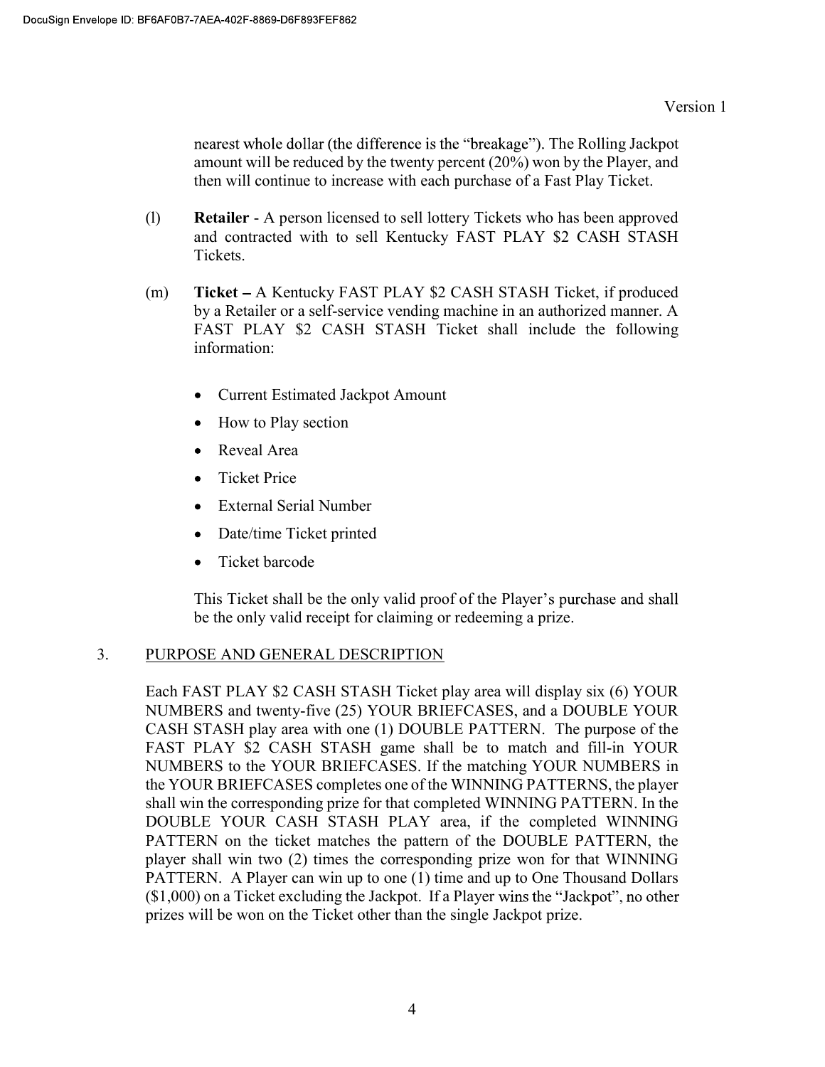nearest whole dollar (the difference is the "breakage"). The Rolling Jackpot amount will be reduced by the twenty percent (20%) won by the Player, and then will continue to increase with each purchase of a Fast Play Ticket.

(l) **Retailer** - A person licensed to sell lottery Tickets who has been approved and contracted with to sell Kentucky FAST PLAY $2 CASH STASH Tickets.

(m) **Ticket –** A Kentucky FAST PLAY $2 CASH STASH Ticket, if produced by a Retailer or a self-service vending machine in an authorized manner. A FAST PLAY $2 CASH STASH Ticket shall include the following information:

- Current Estimated Jackpot Amount
- How to Play section
- Reveal Area
- Ticket Price
- External Serial Number
- Date/time Ticket printed
- Ticket barcode

This Ticket shall be the only valid proof of the Player's purchase and shall be the only valid receipt for claiming or redeeming a prize.

3. PURPOSE AND GENERAL DESCRIPTION

Each FAST PLAY $2 CASH STASH Ticket play area will display six (6) YOUR NUMBERS and twenty-five (25) YOUR BRIEFCASES, and a DOUBLE YOUR CASH STASH play area with one (1) DOUBLE PATTERN. The purpose of the FAST PLAY $2 CASH STASH game shall be to match and fill-in YOUR NUMBERS to the YOUR BRIEFCASES. If the matching YOUR NUMBERS in the YOUR BRIEFCASES completes one of the WINNING PATTERNS, the player shall win the corresponding prize for that completed WINNING PATTERN. In the DOUBLE YOUR CASH STASH PLAY area, if the completed WINNING PATTERN on the ticket matches the pattern of the DOUBLE PATTERN, the player shall win two (2) times the corresponding prize won for that WINNING PATTERN. A Player can win up to one (1) time and up to One Thousand Dollars ($1,000) on a Ticket excluding the Jackpot. If a Player wins the "Jackpot", no other prizes will be won on the Ticket other than the single Jackpot prize.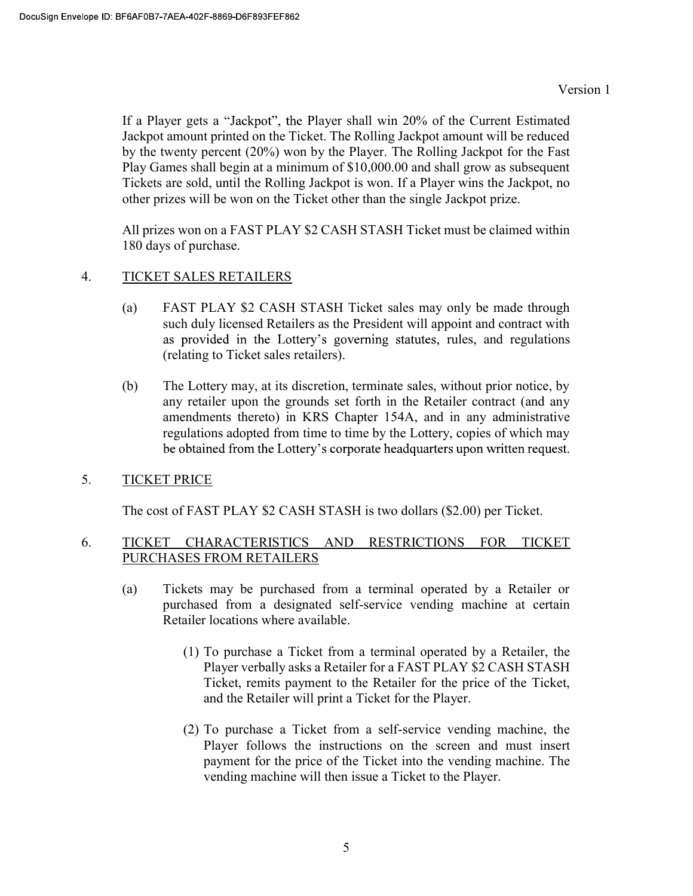If a Player gets a "Jackpot", the Player shall win 20% of the Current Estimated Jackpot amount printed on the Ticket. The Rolling Jackpot amount will be reduced by the twenty percent (20%) won by the Player. The Rolling Jackpot for the Fast Play Games shall begin at a minimum of $10,000.00 and shall grow as subsequent Tickets are sold, until the Rolling Jackpot is won. If a Player wins the Jackpot, no other prizes will be won on the Ticket other than the single Jackpot prize.

All prizes won on a FAST PLAY $2 CASH STASH Ticket must be claimed within 180 days of purchase.

4. <u>TICKET SALES RETAILERS</u>

   (a) FAST PLAY $2 CASH STASH Ticket sales may only be made through such duly licensed Retailers as the President will appoint and contract with as provided in the Lottery's governing statutes, rules, and regulations (relating to Ticket sales retailers).

   (b) The Lottery may, at its discretion, terminate sales, without prior notice, by any retailer upon the grounds set forth in the Retailer contract (and any amendments thereto) in KRS Chapter 154A, and in any administrative regulations adopted from time to time by the Lottery, copies of which may be obtained from the Lottery's corporate headquarters upon written request.

5. <u>TICKET PRICE</u>

   The cost of FAST PLAY $2 CASH STASH is two dollars ($2.00) per Ticket.

6. <u>TICKET CHARACTERISTICS AND RESTRICTIONS FOR TICKET PURCHASES FROM RETAILERS</u>

   (a) Tickets may be purchased from a terminal operated by a Retailer or purchased from a designated self-service vending machine at certain Retailer locations where available.

      (1) To purchase a Ticket from a terminal operated by a Retailer, the Player verbally asks a Retailer for a FAST PLAY $2 CASH STASH Ticket, remits payment to the Retailer for the price of the Ticket, and the Retailer will print a Ticket for the Player.

      (2) To purchase a Ticket from a self-service vending machine, the Player follows the instructions on the screen and must insert payment for the price of the Ticket into the vending machine. The vending machine will then issue a Ticket to the Player.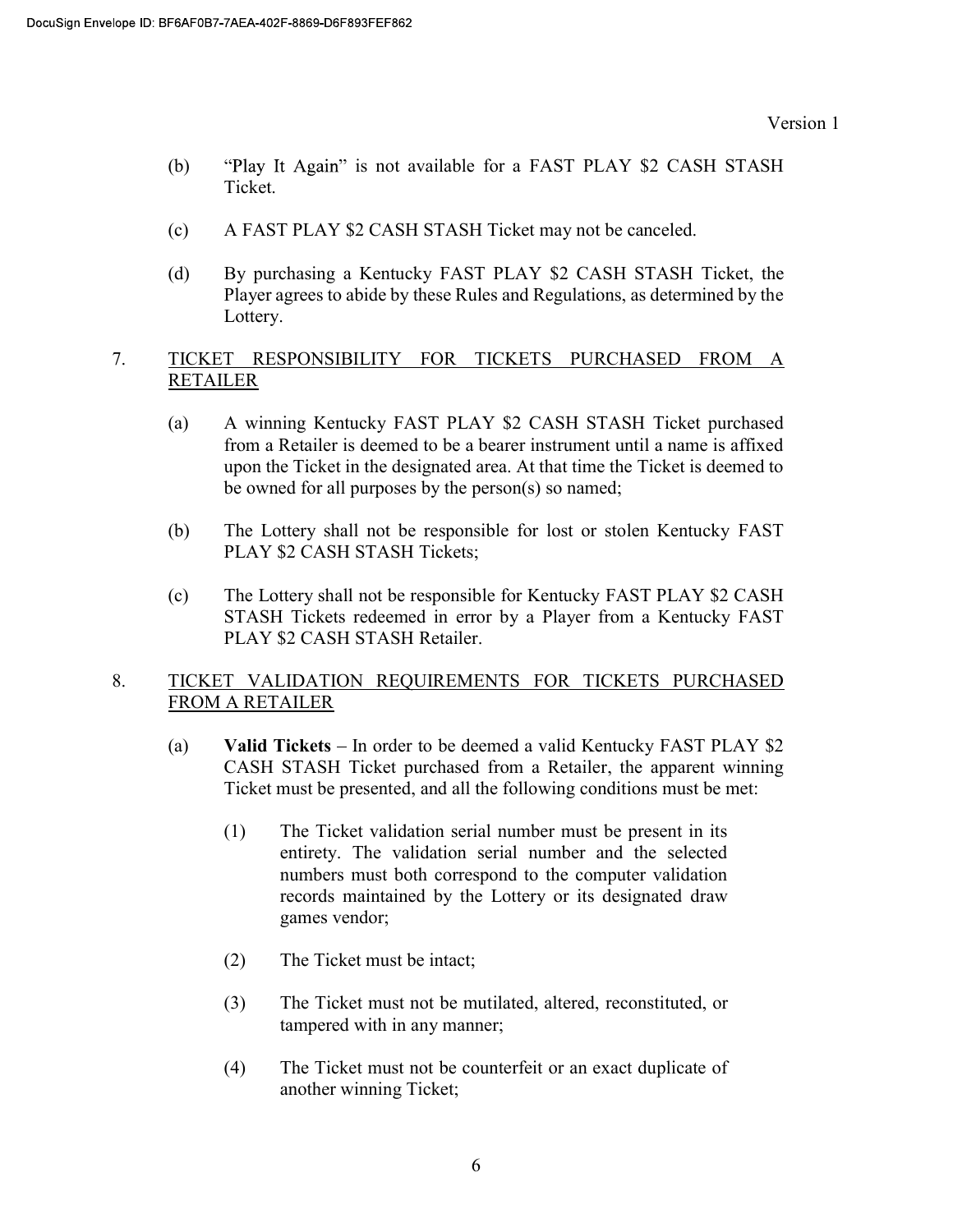(b) "Play It Again" is not available for a FAST PLAY $2 CASH STASH Ticket.

(c) A FAST PLAY $2 CASH STASH Ticket may not be canceled.

(d) By purchasing a Kentucky FAST PLAY $2 CASH STASH Ticket, the Player agrees to abide by these Rules and Regulations, as determined by the Lottery.

7. <u>TICKET RESPONSIBILITY FOR TICKETS PURCHASED FROM A RETAILER</u>

(a) A winning Kentucky FAST PLAY $2 CASH STASH Ticket purchased from a Retailer is deemed to be a bearer instrument until a name is affixed upon the Ticket in the designated area. At that time the Ticket is deemed to be owned for all purposes by the person(s) so named;

(b) The Lottery shall not be responsible for lost or stolen Kentucky FAST PLAY $2 CASH STASH Tickets;

(c) The Lottery shall not be responsible for Kentucky FAST PLAY $2 CASH STASH Tickets redeemed in error by a Player from a Kentucky FAST PLAY $2 CASH STASH Retailer.

8. <u>TICKET VALIDATION REQUIREMENTS FOR TICKETS PURCHASED FROM A RETAILER</u>

(a) **Valid Tickets** – In order to be deemed a valid Kentucky FAST PLAY $2 CASH STASH Ticket purchased from a Retailer, the apparent winning Ticket must be presented, and all the following conditions must be met:

(1) The Ticket validation serial number must be present in its entirety. The validation serial number and the selected numbers must both correspond to the computer validation records maintained by the Lottery or its designated draw games vendor;

(2) The Ticket must be intact;

(3) The Ticket must not be mutilated, altered, reconstituted, or tampered with in any manner;

(4) The Ticket must not be counterfeit or an exact duplicate of another winning Ticket;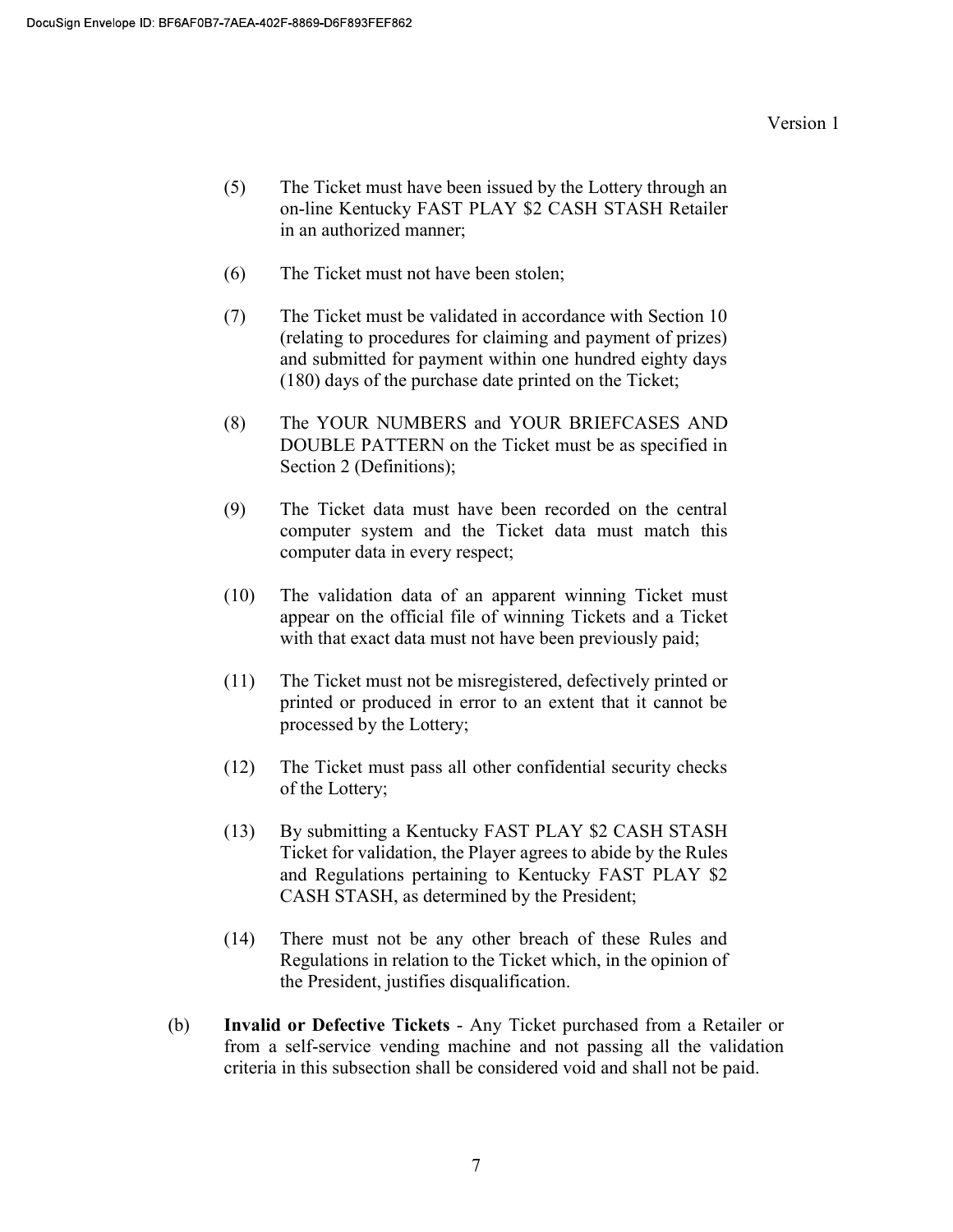(5) The Ticket must have been issued by the Lottery through an on-line Kentucky FAST PLAY $2 CASH STASH Retailer in an authorized manner;

(6) The Ticket must not have been stolen;

(7) The Ticket must be validated in accordance with Section 10 (relating to procedures for claiming and payment of prizes) and submitted for payment within one hundred eighty days (180) days of the purchase date printed on the Ticket;

(8) The YOUR NUMBERS and YOUR BRIEFCASES AND DOUBLE PATTERN on the Ticket must be as specified in Section 2 (Definitions);

(9) The Ticket data must have been recorded on the central computer system and the Ticket data must match this computer data in every respect;

(10) The validation data of an apparent winning Ticket must appear on the official file of winning Tickets and a Ticket with that exact data must not have been previously paid;

(11) The Ticket must not be misregistered, defectively printed or printed or produced in error to an extent that it cannot be processed by the Lottery;

(12) The Ticket must pass all other confidential security checks of the Lottery;

(13) By submitting a Kentucky FAST PLAY $2 CASH STASH Ticket for validation, the Player agrees to abide by the Rules and Regulations pertaining to Kentucky FAST PLAY $2 CASH STASH, as determined by the President;

(14) There must not be any other breach of these Rules and Regulations in relation to the Ticket which, in the opinion of the President, justifies disqualification.

(b) **Invalid or Defective Tickets** - Any Ticket purchased from a Retailer or from a self-service vending machine and not passing all the validation criteria in this subsection shall be considered void and shall not be paid.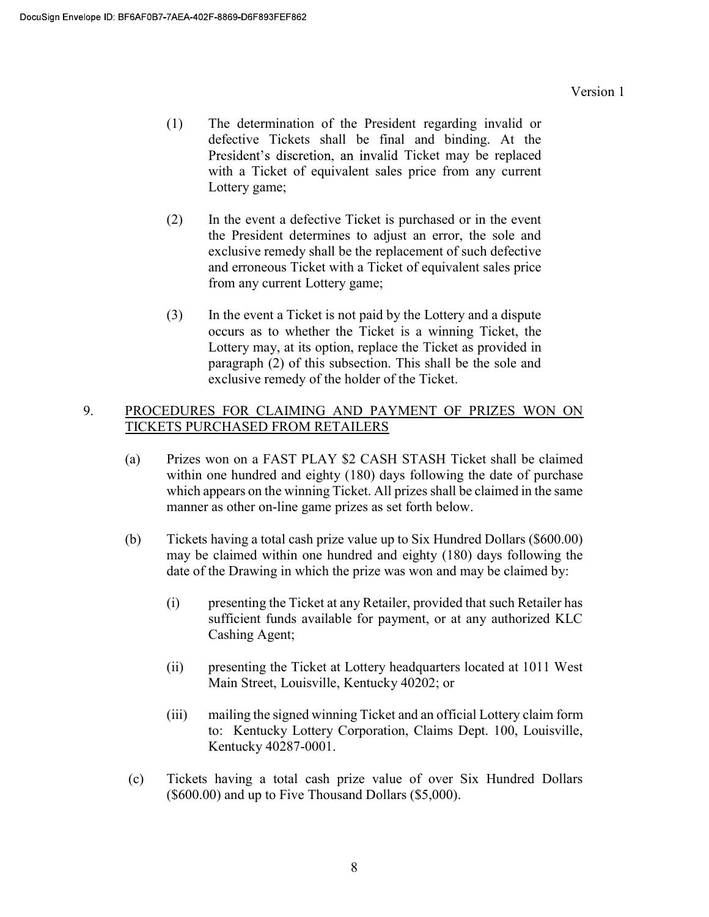(1) The determination of the President regarding invalid or defective Tickets shall be final and binding. At the President's discretion, an invalid Ticket may be replaced with a Ticket of equivalent sales price from any current Lottery game;

(2) In the event a defective Ticket is purchased or in the event the President determines to adjust an error, the sole and exclusive remedy shall be the replacement of such defective and erroneous Ticket with a Ticket of equivalent sales price from any current Lottery game;

(3) In the event a Ticket is not paid by the Lottery and a dispute occurs as to whether the Ticket is a winning Ticket, the Lottery may, at its option, replace the Ticket as provided in paragraph (2) of this subsection. This shall be the sole and exclusive remedy of the holder of the Ticket.

9. <u>PROCEDURES FOR CLAIMING AND PAYMENT OF PRIZES WON ON TICKETS PURCHASED FROM RETAILERS</u>

(a) Prizes won on a FAST PLAY $2 CASH STASH Ticket shall be claimed within one hundred and eighty (180) days following the date of purchase which appears on the winning Ticket. All prizes shall be claimed in the same manner as other on-line game prizes as set forth below.

(b) Tickets having a total cash prize value up to Six Hundred Dollars ($600.00) may be claimed within one hundred and eighty (180) days following the date of the Drawing in which the prize was won and may be claimed by:

(i) presenting the Ticket at any Retailer, provided that such Retailer has sufficient funds available for payment, or at any authorized KLC Cashing Agent;

(ii) presenting the Ticket at Lottery headquarters located at 1011 West Main Street, Louisville, Kentucky 40202; or

(iii) mailing the signed winning Ticket and an official Lottery claim form to: Kentucky Lottery Corporation, Claims Dept. 100, Louisville, Kentucky 40287-0001.

(c) Tickets having a total cash prize value of over Six Hundred Dollars ($600.00) and up to Five Thousand Dollars ($5,000).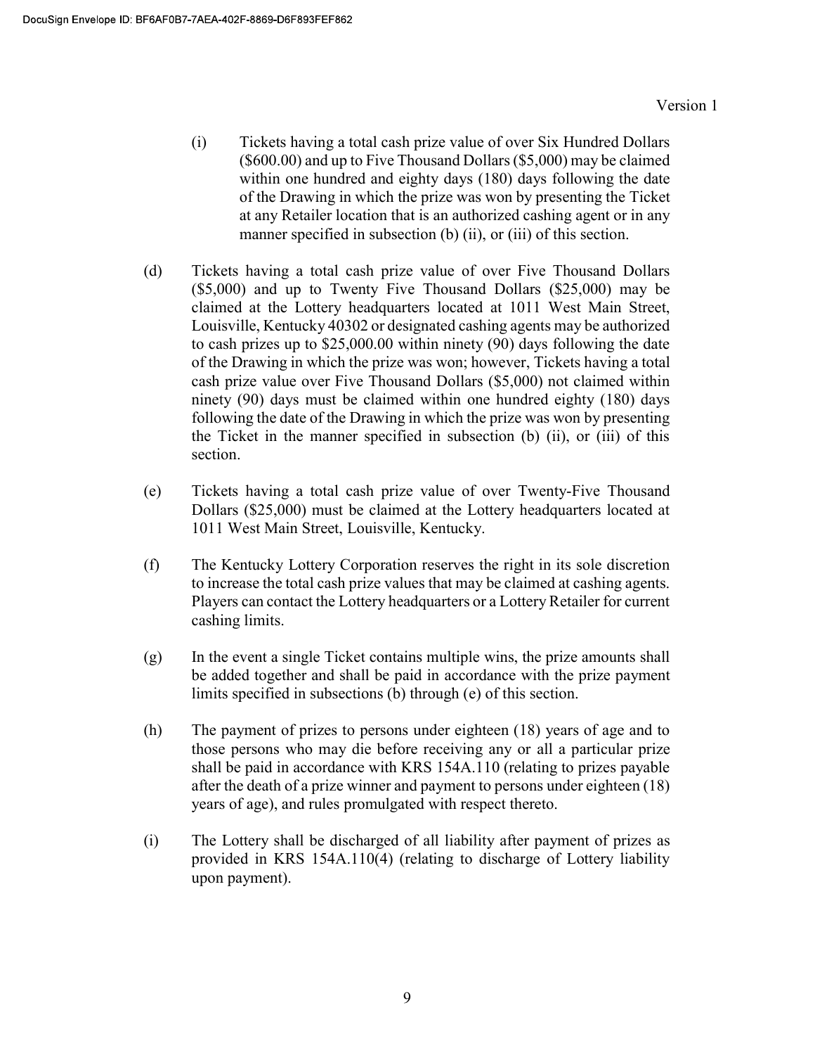(i) Tickets having a total cash prize value of over Six Hundred Dollars ($600.00) and up to Five Thousand Dollars ($5,000) may be claimed within one hundred and eighty days (180) days following the date of the Drawing in which the prize was won by presenting the Ticket at any Retailer location that is an authorized cashing agent or in any manner specified in subsection (b) (ii), or (iii) of this section.

(d) Tickets having a total cash prize value of over Five Thousand Dollars ($5,000) and up to Twenty Five Thousand Dollars ($25,000) may be claimed at the Lottery headquarters located at 1011 West Main Street, Louisville, Kentucky 40302 or designated cashing agents may be authorized to cash prizes up to $25,000.00 within ninety (90) days following the date of the Drawing in which the prize was won; however, Tickets having a total cash prize value over Five Thousand Dollars ($5,000) not claimed within ninety (90) days must be claimed within one hundred eighty (180) days following the date of the Drawing in which the prize was won by presenting the Ticket in the manner specified in subsection (b) (ii), or (iii) of this section.

(e) Tickets having a total cash prize value of over Twenty-Five Thousand Dollars ($25,000) must be claimed at the Lottery headquarters located at 1011 West Main Street, Louisville, Kentucky.

(f) The Kentucky Lottery Corporation reserves the right in its sole discretion to increase the total cash prize values that may be claimed at cashing agents. Players can contact the Lottery headquarters or a Lottery Retailer for current cashing limits.

(g) In the event a single Ticket contains multiple wins, the prize amounts shall be added together and shall be paid in accordance with the prize payment limits specified in subsections (b) through (e) of this section.

(h) The payment of prizes to persons under eighteen (18) years of age and to those persons who may die before receiving any or all a particular prize shall be paid in accordance with KRS 154A.110 (relating to prizes payable after the death of a prize winner and payment to persons under eighteen (18) years of age), and rules promulgated with respect thereto.

(i) The Lottery shall be discharged of all liability after payment of prizes as provided in KRS 154A.110(4) (relating to discharge of Lottery liability upon payment).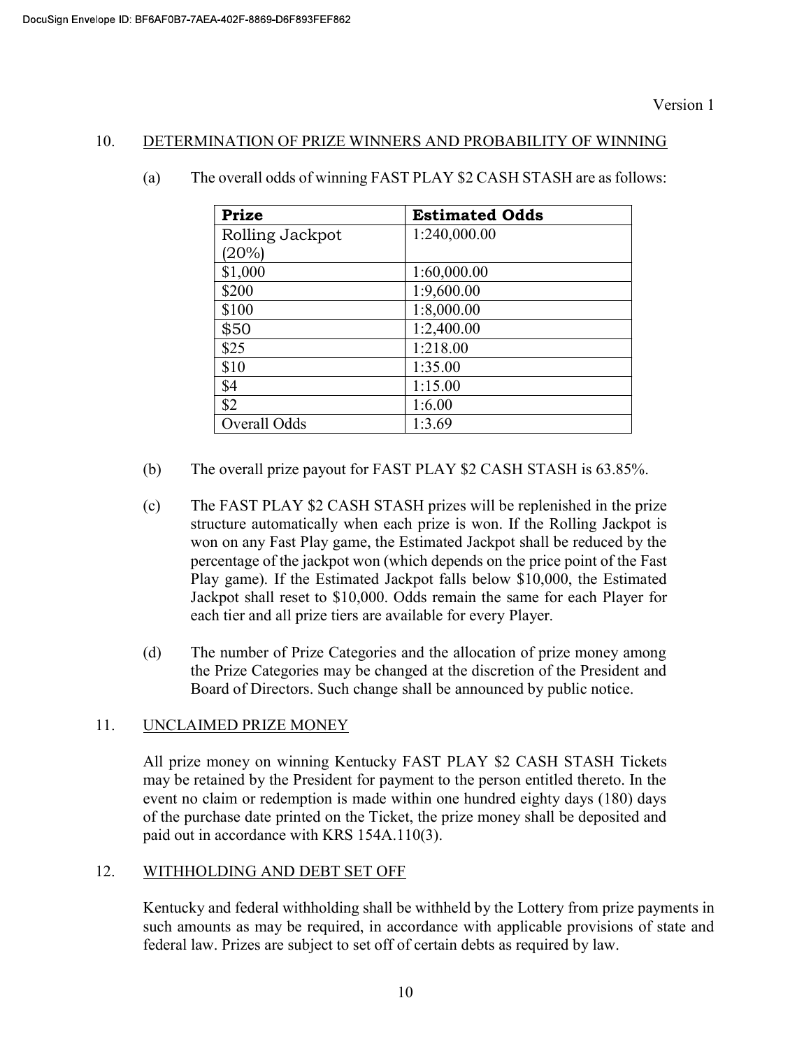Version 1

## 10. DETERMINATION OF PRIZE WINNERS AND PROBABILITY OF WINNING

(a) The overall odds of winning FAST PLAY $2 CASH STASH are as follows:

| Prize | Estimated Odds |
|---|---|
| Rolling Jackpot (20%) | 1:240,000.00 |
| $1,000 | 1:60,000.00 |
| $200 | 1:9,600.00 |
| $100 | 1:8,000.00 |
| $50 | 1:2,400.00 |
| $25 | 1:218.00 |
| $10 | 1:35.00 |
| $4 | 1:15.00 |
| $2 | 1:6.00 |
| Overall Odds | 1:3.69 |

(b) The overall prize payout for FAST PLAY $2 CASH STASH is 63.85%.

(c) The FAST PLAY $2 CASH STASH prizes will be replenished in the prize structure automatically when each prize is won. If the Rolling Jackpot is won on any Fast Play game, the Estimated Jackpot shall be reduced by the percentage of the jackpot won (which depends on the price point of the Fast Play game). If the Estimated Jackpot falls below $10,000, the Estimated Jackpot shall reset to $10,000. Odds remain the same for each Player for each tier and all prize tiers are available for every Player.

(d) The number of Prize Categories and the allocation of prize money among the Prize Categories may be changed at the discretion of the President and Board of Directors. Such change shall be announced by public notice.

## 11. UNCLAIMED PRIZE MONEY

All prize money on winning Kentucky FAST PLAY $2 CASH STASH Tickets may be retained by the President for payment to the person entitled thereto. In the event no claim or redemption is made within one hundred eighty days (180) days of the purchase date printed on the Ticket, the prize money shall be deposited and paid out in accordance with KRS 154A.110(3).

## 12. WITHHOLDING AND DEBT SET OFF

Kentucky and federal withholding shall be withheld by the Lottery from prize payments in such amounts as may be required, in accordance with applicable provisions of state and federal law. Prizes are subject to set off of certain debts as required by law.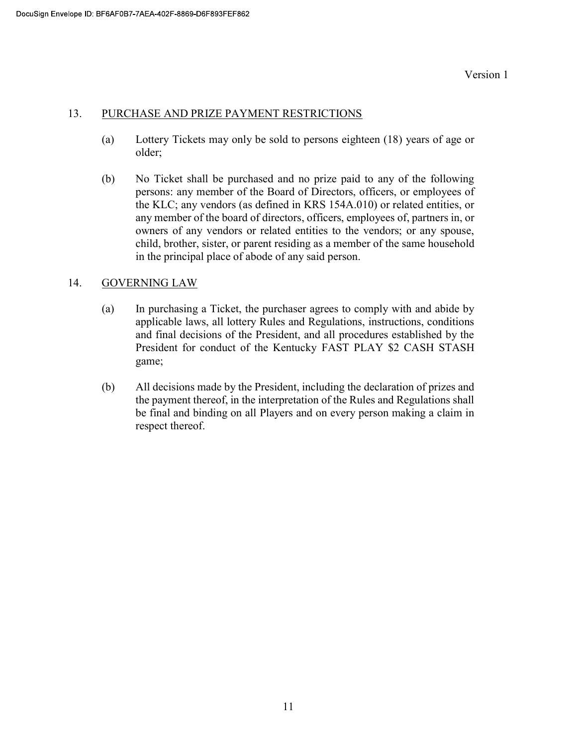## 13. PURCHASE AND PRIZE PAYMENT RESTRICTIONS

(a) Lottery Tickets may only be sold to persons eighteen (18) years of age or older;

(b) No Ticket shall be purchased and no prize paid to any of the following persons: any member of the Board of Directors, officers, or employees of the KLC; any vendors (as defined in KRS 154A.010) or related entities, or any member of the board of directors, officers, employees of, partners in, or owners of any vendors or related entities to the vendors; or any spouse, child, brother, sister, or parent residing as a member of the same household in the principal place of abode of any said person.

## 14. GOVERNING LAW

(a) In purchasing a Ticket, the purchaser agrees to comply with and abide by applicable laws, all lottery Rules and Regulations, instructions, conditions and final decisions of the President, and all procedures established by the President for conduct of the Kentucky FAST PLAY $2 CASH STASH game;

(b) All decisions made by the President, including the declaration of prizes and the payment thereof, in the interpretation of the Rules and Regulations shall be final and binding on all Players and on every person making a claim in respect thereof.